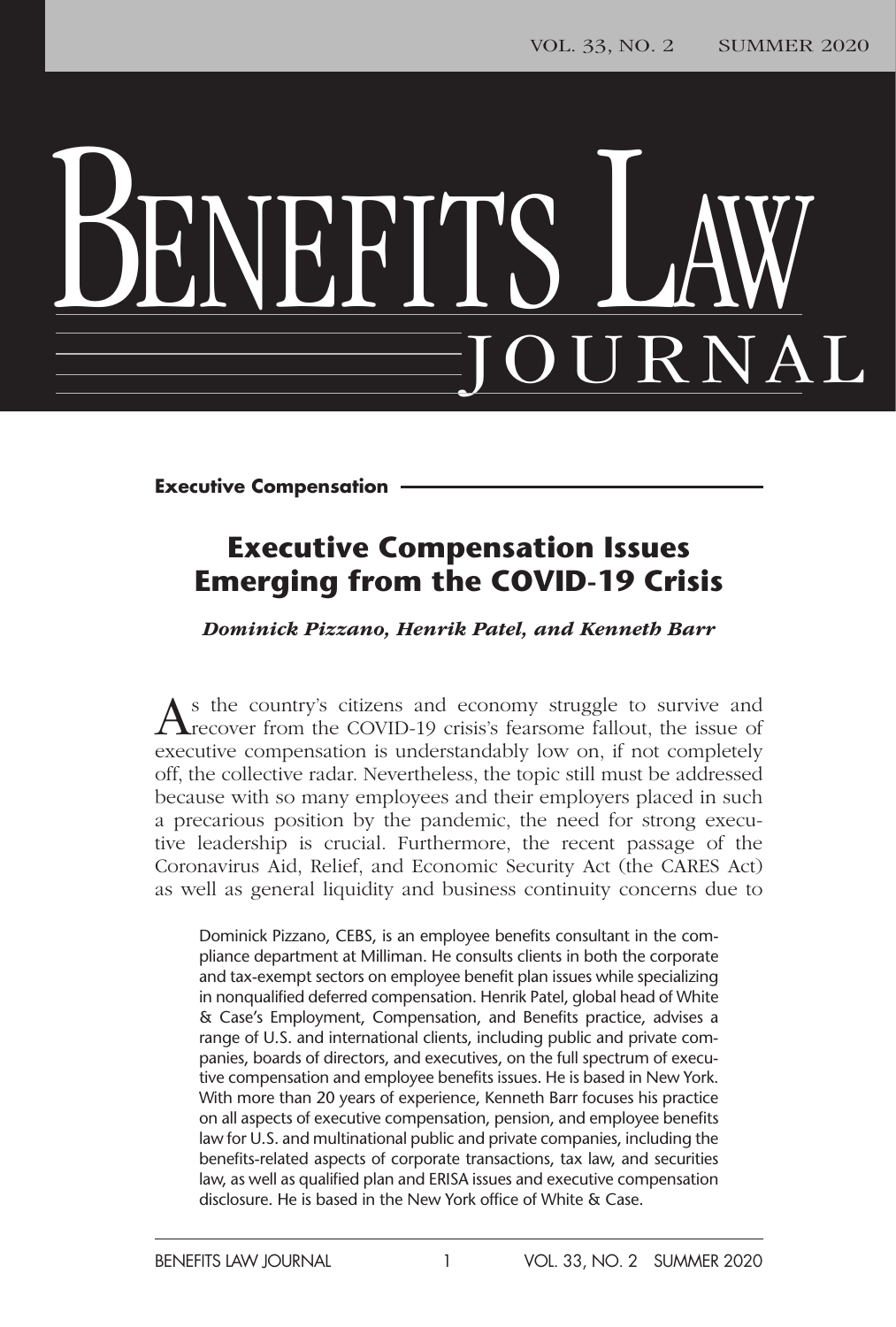# Benefits Law Journal

**Executive Compensation**

## Executive Compensation Issues Emerging from the COVID-19 Crisis

***Dominick Pizzano, Henrik Patel, and Kenneth Barr***

As the country's citizens and economy struggle to survive and recover from the COVID-19 crisis's fearsome fallout, the issue of executive compensation is understandably low on, if not completely off, the collective radar. Nevertheless, the topic still must be addressed because with so many employees and their employers placed in such a precarious position by the pandemic, the need for strong executive leadership is crucial. Furthermore, the recent passage of the Coronavirus Aid, Relief, and Economic Security Act (the CARES Act) as well as general liquidity and business continuity concerns due to

Dominick Pizzano, CEBS, is an employee benefits consultant in the compliance department at Milliman. He consults clients in both the corporate and tax-exempt sectors on employee benefit plan issues while specializing in nonqualified deferred compensation. Henrik Patel, global head of White & Case's Employment, Compensation, and Benefits practice, advises a range of U.S. and international clients, including public and private companies, boards of directors, and executives, on the full spectrum of executive compensation and employee benefits issues. He is based in New York. With more than 20 years of experience, Kenneth Barr focuses his practice on all aspects of executive compensation, pension, and employee benefits law for U.S. and multinational public and private companies, including the benefits-related aspects of corporate transactions, tax law, and securities law, as well as qualified plan and ERISA issues and executive compensation disclosure. He is based in the New York office of White & Case.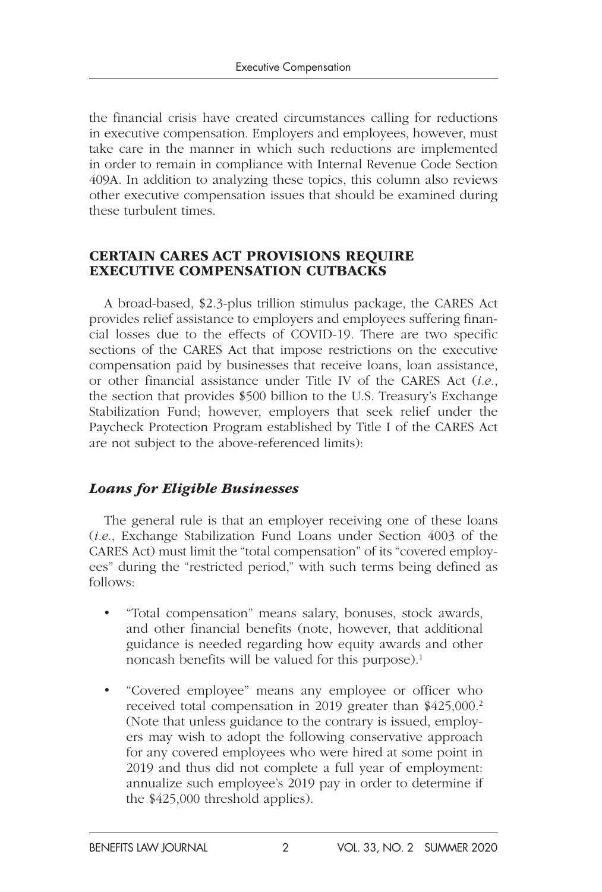the financial crisis have created circumstances calling for reductions in executive compensation. Employers and employees, however, must take care in the manner in which such reductions are implemented in order to remain in compliance with Internal Revenue Code Section 409A. In addition to analyzing these topics, this column also reviews other executive compensation issues that should be examined during these turbulent times.

## CERTAIN CARES ACT PROVISIONS REQUIRE EXECUTIVE COMPENSATION CUTBACKS

A broad-based, $2.3-plus trillion stimulus package, the CARES Act provides relief assistance to employers and employees suffering financial losses due to the effects of COVID-19. There are two specific sections of the CARES Act that impose restrictions on the executive compensation paid by businesses that receive loans, loan assistance, or other financial assistance under Title IV of the CARES Act (*i.e.*, the section that provides $500 billion to the U.S. Treasury's Exchange Stabilization Fund; however, employers that seek relief under the Paycheck Protection Program established by Title I of the CARES Act are not subject to the above-referenced limits):

### *Loans for Eligible Businesses*

The general rule is that an employer receiving one of these loans (*i.e.*, Exchange Stabilization Fund Loans under Section 4003 of the CARES Act) must limit the "total compensation" of its "covered employees" during the "restricted period," with such terms being defined as follows:

- "Total compensation" means salary, bonuses, stock awards, and other financial benefits (note, however, that additional guidance is needed regarding how equity awards and other noncash benefits will be valued for this purpose).[1]
- "Covered employee" means any employee or officer who received total compensation in 2019 greater than $425,000.[2] (Note that unless guidance to the contrary is issued, employers may wish to adopt the following conservative approach for any covered employees who were hired at some point in 2019 and thus did not complete a full year of employment: annualize such employee's 2019 pay in order to determine if the $425,000 threshold applies).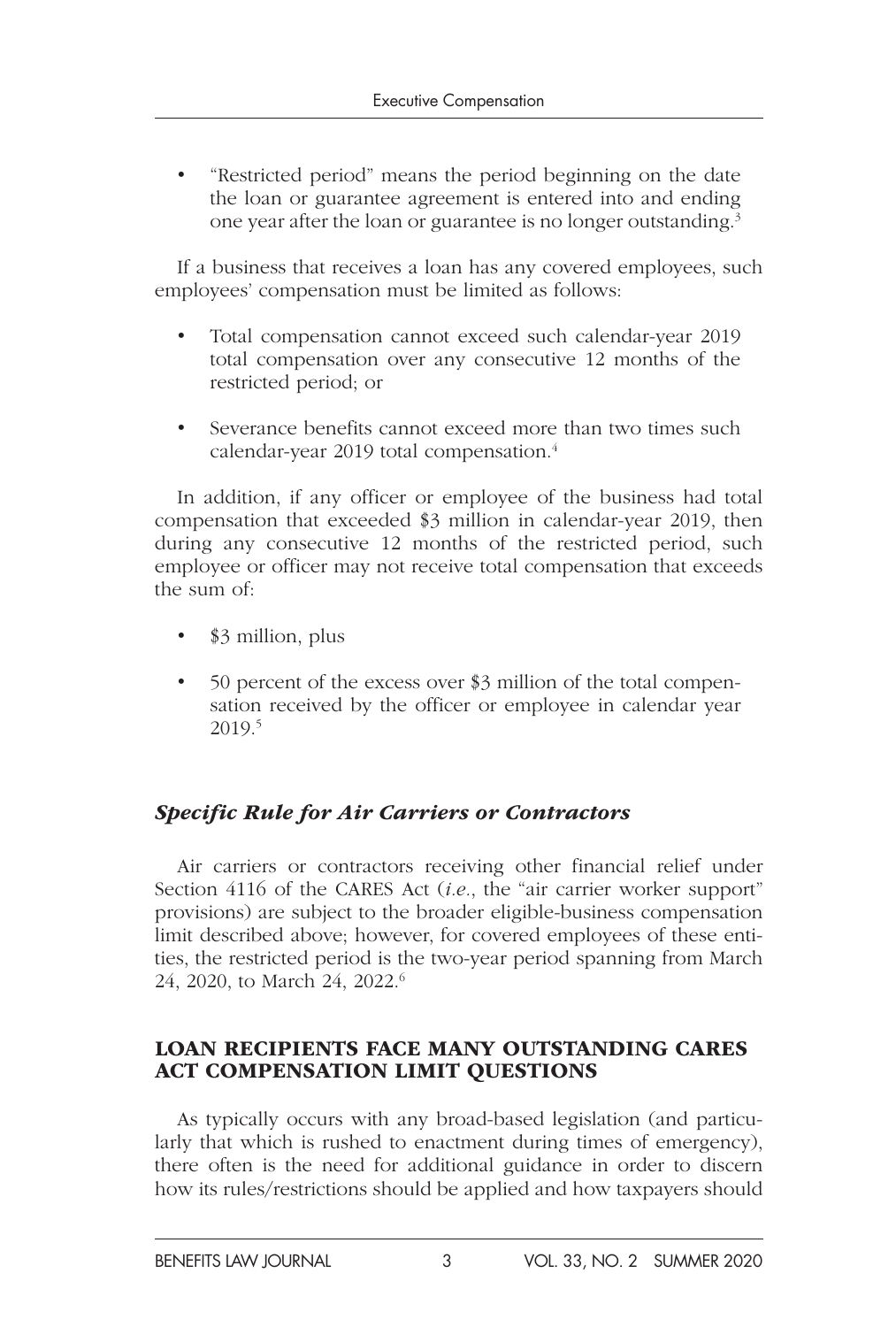- "Restricted period" means the period beginning on the date the loan or guarantee agreement is entered into and ending one year after the loan or guarantee is no longer outstanding.[3]

If a business that receives a loan has any covered employees, such employees' compensation must be limited as follows:

- Total compensation cannot exceed such calendar-year 2019 total compensation over any consecutive 12 months of the restricted period; or
- Severance benefits cannot exceed more than two times such calendar-year 2019 total compensation.[4]

In addition, if any officer or employee of the business had total compensation that exceeded $3 million in calendar-year 2019, then during any consecutive 12 months of the restricted period, such employee or officer may not receive total compensation that exceeds the sum of:

- $3 million, plus
- 50 percent of the excess over $3 million of the total compensation received by the officer or employee in calendar year 2019.[5]

### *Specific Rule for Air Carriers or Contractors*

Air carriers or contractors receiving other financial relief under Section 4116 of the CARES Act (*i.e.*, the "air carrier worker support" provisions) are subject to the broader eligible-business compensation limit described above; however, for covered employees of these entities, the restricted period is the two-year period spanning from March 24, 2020, to March 24, 2022.[6]

## LOAN RECIPIENTS FACE MANY OUTSTANDING CARES ACT COMPENSATION LIMIT QUESTIONS

As typically occurs with any broad-based legislation (and particularly that which is rushed to enactment during times of emergency), there often is the need for additional guidance in order to discern how its rules/restrictions should be applied and how taxpayers should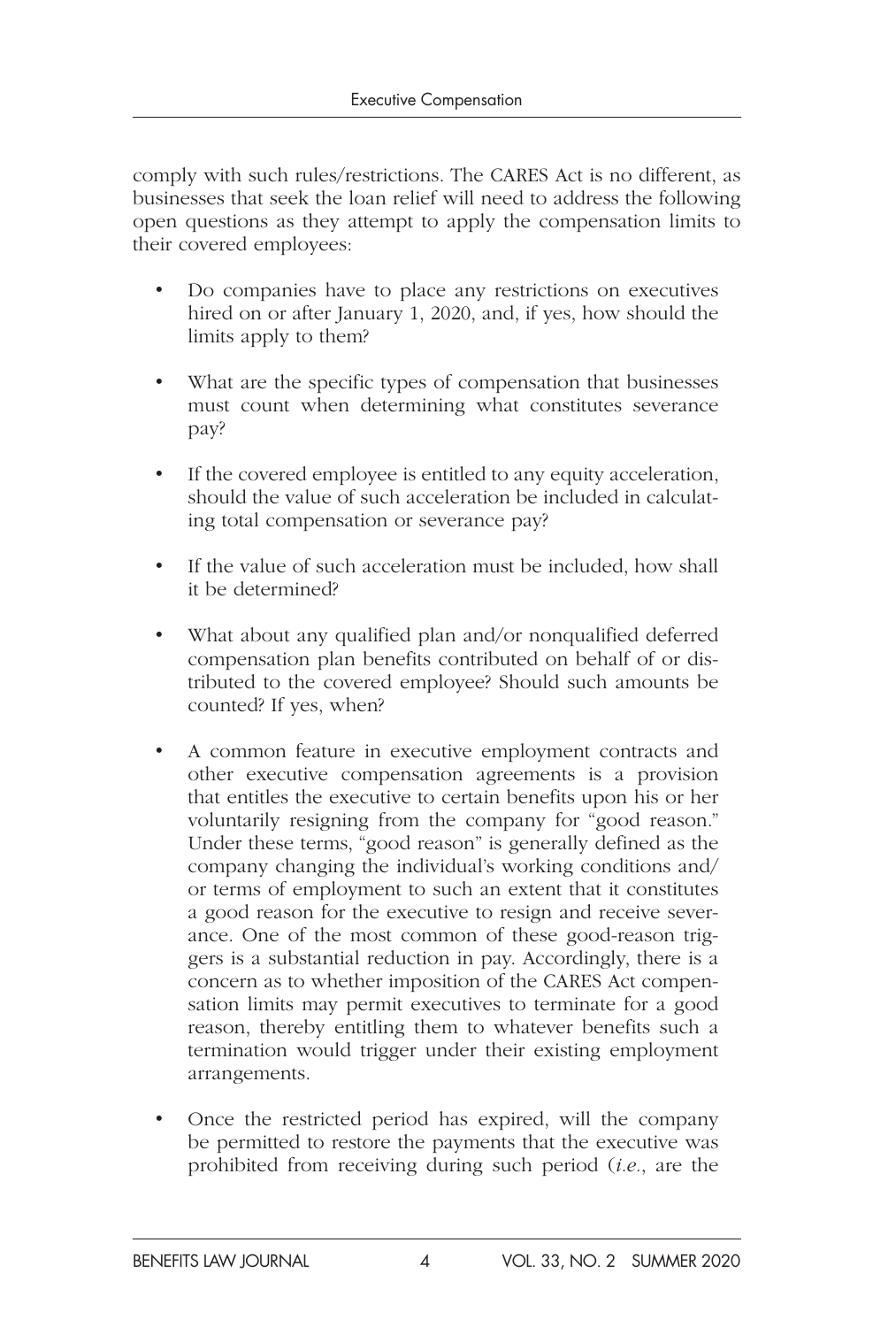comply with such rules/restrictions. The CARES Act is no different, as businesses that seek the loan relief will need to address the following open questions as they attempt to apply the compensation limits to their covered employees:

- Do companies have to place any restrictions on executives hired on or after January 1, 2020, and, if yes, how should the limits apply to them?
- What are the specific types of compensation that businesses must count when determining what constitutes severance pay?
- If the covered employee is entitled to any equity acceleration, should the value of such acceleration be included in calculating total compensation or severance pay?
- If the value of such acceleration must be included, how shall it be determined?
- What about any qualified plan and/or nonqualified deferred compensation plan benefits contributed on behalf of or distributed to the covered employee? Should such amounts be counted? If yes, when?
- A common feature in executive employment contracts and other executive compensation agreements is a provision that entitles the executive to certain benefits upon his or her voluntarily resigning from the company for "good reason." Under these terms, "good reason" is generally defined as the company changing the individual's working conditions and/or terms of employment to such an extent that it constitutes a good reason for the executive to resign and receive severance. One of the most common of these good-reason triggers is a substantial reduction in pay. Accordingly, there is a concern as to whether imposition of the CARES Act compensation limits may permit executives to terminate for a good reason, thereby entitling them to whatever benefits such a termination would trigger under their existing employment arrangements.
- Once the restricted period has expired, will the company be permitted to restore the payments that the executive was prohibited from receiving during such period (*i.e.*, are the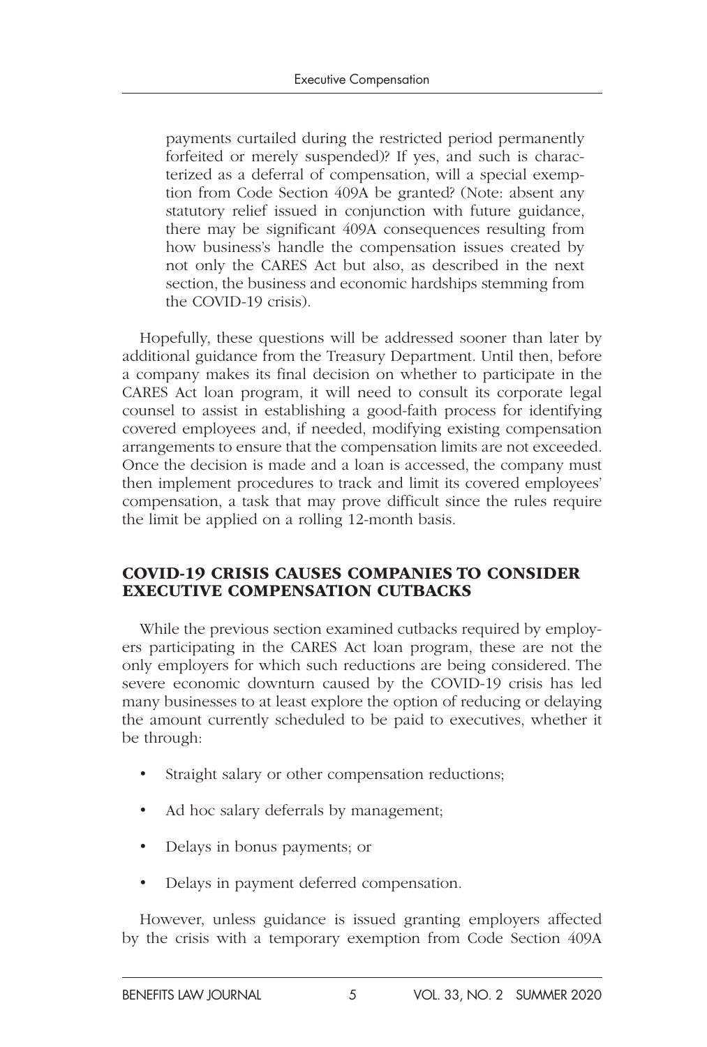payments curtailed during the restricted period permanently forfeited or merely suspended)? If yes, and such is characterized as a deferral of compensation, will a special exemption from Code Section 409A be granted? (Note: absent any statutory relief issued in conjunction with future guidance, there may be significant 409A consequences resulting from how business's handle the compensation issues created by not only the CARES Act but also, as described in the next section, the business and economic hardships stemming from the COVID-19 crisis).

Hopefully, these questions will be addressed sooner than later by additional guidance from the Treasury Department. Until then, before a company makes its final decision on whether to participate in the CARES Act loan program, it will need to consult its corporate legal counsel to assist in establishing a good-faith process for identifying covered employees and, if needed, modifying existing compensation arrangements to ensure that the compensation limits are not exceeded. Once the decision is made and a loan is accessed, the company must then implement procedures to track and limit its covered employees' compensation, a task that may prove difficult since the rules require the limit be applied on a rolling 12-month basis.

## COVID-19 CRISIS CAUSES COMPANIES TO CONSIDER EXECUTIVE COMPENSATION CUTBACKS

While the previous section examined cutbacks required by employers participating in the CARES Act loan program, these are not the only employers for which such reductions are being considered. The severe economic downturn caused by the COVID-19 crisis has led many businesses to at least explore the option of reducing or delaying the amount currently scheduled to be paid to executives, whether it be through:

- Straight salary or other compensation reductions;
- Ad hoc salary deferrals by management;
- Delays in bonus payments; or
- Delays in payment deferred compensation.

However, unless guidance is issued granting employers affected by the crisis with a temporary exemption from Code Section 409A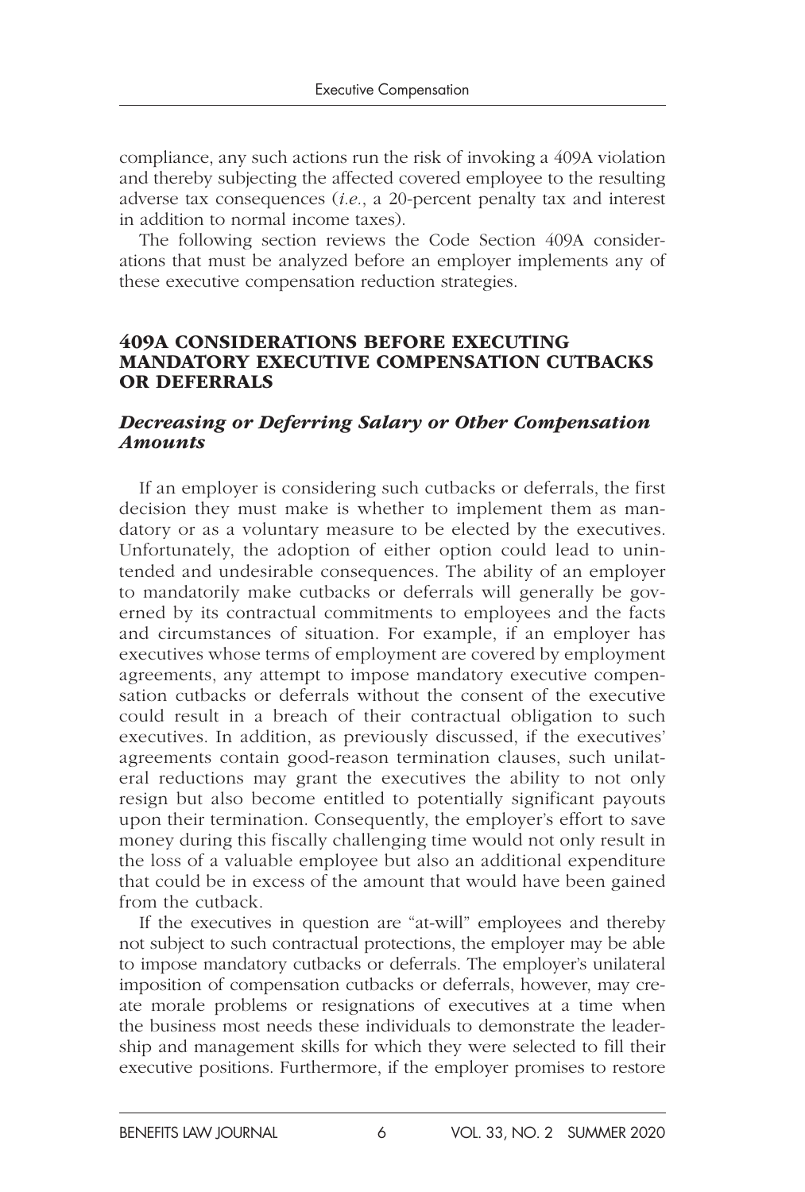compliance, any such actions run the risk of invoking a 409A violation and thereby subjecting the affected covered employee to the resulting adverse tax consequences (*i.e.*, a 20-percent penalty tax and interest in addition to normal income taxes).

The following section reviews the Code Section 409A considerations that must be analyzed before an employer implements any of these executive compensation reduction strategies.

## 409A CONSIDERATIONS BEFORE EXECUTING MANDATORY EXECUTIVE COMPENSATION CUTBACKS OR DEFERRALS

### *Decreasing or Deferring Salary or Other Compensation Amounts*

If an employer is considering such cutbacks or deferrals, the first decision they must make is whether to implement them as mandatory or as a voluntary measure to be elected by the executives. Unfortunately, the adoption of either option could lead to unintended and undesirable consequences. The ability of an employer to mandatorily make cutbacks or deferrals will generally be governed by its contractual commitments to employees and the facts and circumstances of situation. For example, if an employer has executives whose terms of employment are covered by employment agreements, any attempt to impose mandatory executive compensation cutbacks or deferrals without the consent of the executive could result in a breach of their contractual obligation to such executives. In addition, as previously discussed, if the executives' agreements contain good-reason termination clauses, such unilateral reductions may grant the executives the ability to not only resign but also become entitled to potentially significant payouts upon their termination. Consequently, the employer's effort to save money during this fiscally challenging time would not only result in the loss of a valuable employee but also an additional expenditure that could be in excess of the amount that would have been gained from the cutback.

If the executives in question are "at-will" employees and thereby not subject to such contractual protections, the employer may be able to impose mandatory cutbacks or deferrals. The employer's unilateral imposition of compensation cutbacks or deferrals, however, may create morale problems or resignations of executives at a time when the business most needs these individuals to demonstrate the leadership and management skills for which they were selected to fill their executive positions. Furthermore, if the employer promises to restore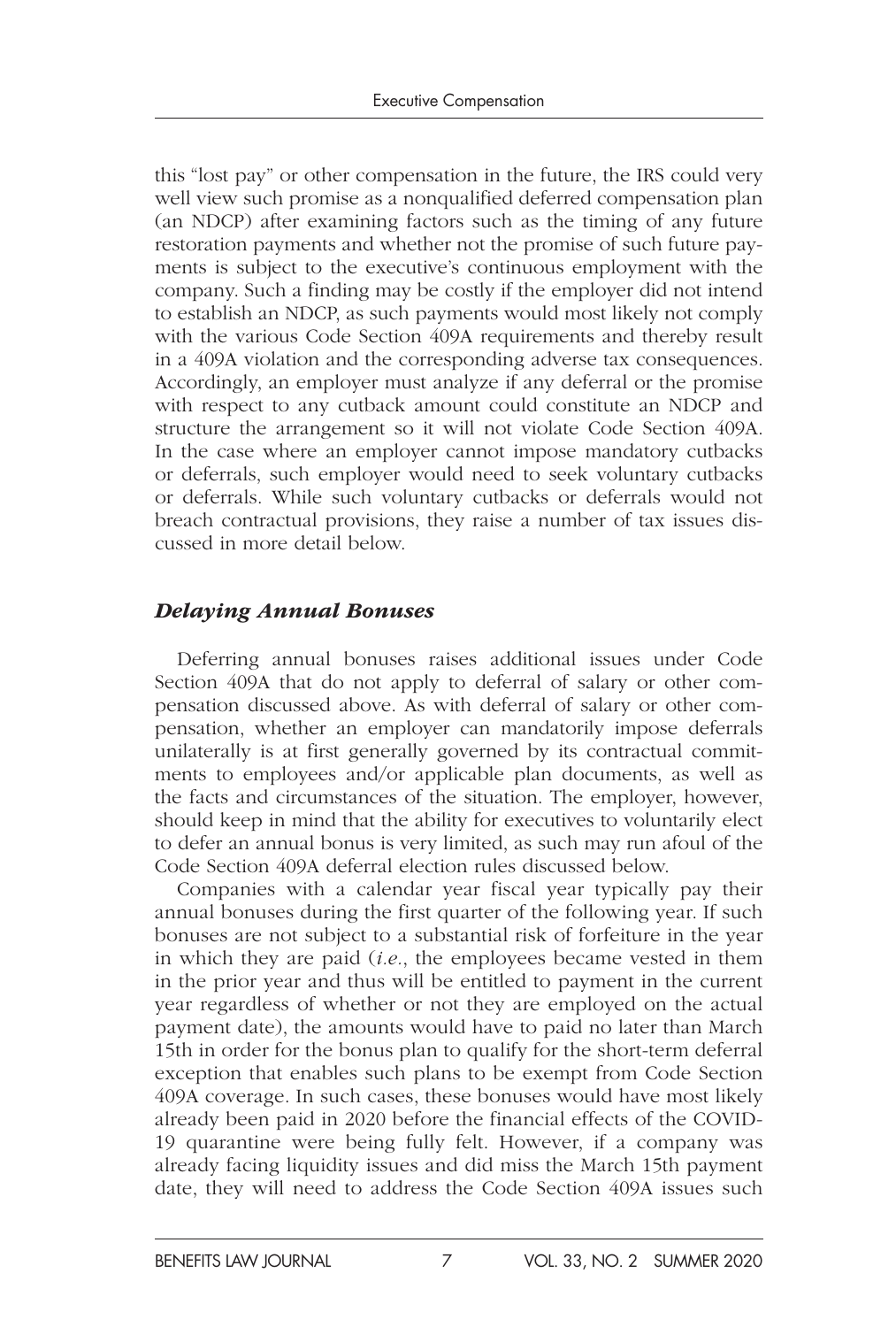this "lost pay" or other compensation in the future, the IRS could very well view such promise as a nonqualified deferred compensation plan (an NDCP) after examining factors such as the timing of any future restoration payments and whether not the promise of such future payments is subject to the executive's continuous employment with the company. Such a finding may be costly if the employer did not intend to establish an NDCP, as such payments would most likely not comply with the various Code Section 409A requirements and thereby result in a 409A violation and the corresponding adverse tax consequences. Accordingly, an employer must analyze if any deferral or the promise with respect to any cutback amount could constitute an NDCP and structure the arrangement so it will not violate Code Section 409A. In the case where an employer cannot impose mandatory cutbacks or deferrals, such employer would need to seek voluntary cutbacks or deferrals. While such voluntary cutbacks or deferrals would not breach contractual provisions, they raise a number of tax issues discussed in more detail below.

### *Delaying Annual Bonuses*

Deferring annual bonuses raises additional issues under Code Section 409A that do not apply to deferral of salary or other compensation discussed above. As with deferral of salary or other compensation, whether an employer can mandatorily impose deferrals unilaterally is at first generally governed by its contractual commitments to employees and/or applicable plan documents, as well as the facts and circumstances of the situation. The employer, however, should keep in mind that the ability for executives to voluntarily elect to defer an annual bonus is very limited, as such may run afoul of the Code Section 409A deferral election rules discussed below.

Companies with a calendar year fiscal year typically pay their annual bonuses during the first quarter of the following year. If such bonuses are not subject to a substantial risk of forfeiture in the year in which they are paid (*i.e.*, the employees became vested in them in the prior year and thus will be entitled to payment in the current year regardless of whether or not they are employed on the actual payment date), the amounts would have to paid no later than March 15th in order for the bonus plan to qualify for the short-term deferral exception that enables such plans to be exempt from Code Section 409A coverage. In such cases, these bonuses would have most likely already been paid in 2020 before the financial effects of the COVID-19 quarantine were being fully felt. However, if a company was already facing liquidity issues and did miss the March 15th payment date, they will need to address the Code Section 409A issues such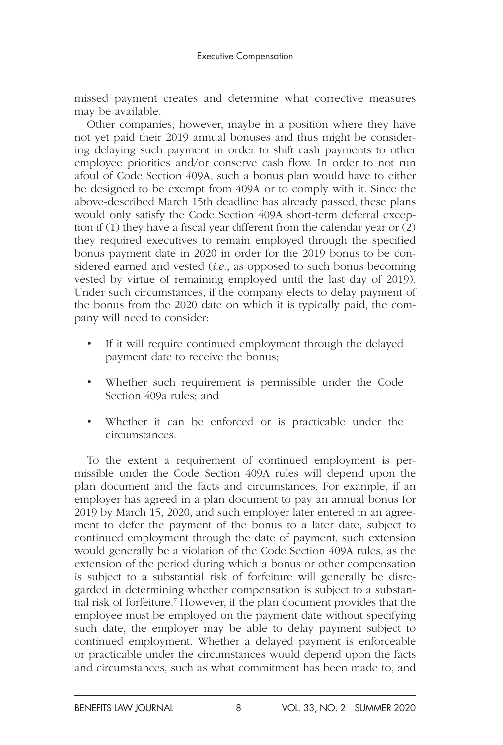missed payment creates and determine what corrective measures may be available.

Other companies, however, maybe in a position where they have not yet paid their 2019 annual bonuses and thus might be considering delaying such payment in order to shift cash payments to other employee priorities and/or conserve cash flow. In order to not run afoul of Code Section 409A, such a bonus plan would have to either be designed to be exempt from 409A or to comply with it. Since the above-described March 15th deadline has already passed, these plans would only satisfy the Code Section 409A short-term deferral exception if (1) they have a fiscal year different from the calendar year or (2) they required executives to remain employed through the specified bonus payment date in 2020 in order for the 2019 bonus to be considered earned and vested (*i.e.*, as opposed to such bonus becoming vested by virtue of remaining employed until the last day of 2019). Under such circumstances, if the company elects to delay payment of the bonus from the 2020 date on which it is typically paid, the company will need to consider:

- If it will require continued employment through the delayed payment date to receive the bonus;
- Whether such requirement is permissible under the Code Section 409a rules; and
- Whether it can be enforced or is practicable under the circumstances.

To the extent a requirement of continued employment is permissible under the Code Section 409A rules will depend upon the plan document and the facts and circumstances. For example, if an employer has agreed in a plan document to pay an annual bonus for 2019 by March 15, 2020, and such employer later entered in an agreement to defer the payment of the bonus to a later date, subject to continued employment through the date of payment, such extension would generally be a violation of the Code Section 409A rules, as the extension of the period during which a bonus or other compensation is subject to a substantial risk of forfeiture will generally be disregarded in determining whether compensation is subject to a substantial risk of forfeiture.[7] However, if the plan document provides that the employee must be employed on the payment date without specifying such date, the employer may be able to delay payment subject to continued employment. Whether a delayed payment is enforceable or practicable under the circumstances would depend upon the facts and circumstances, such as what commitment has been made to, and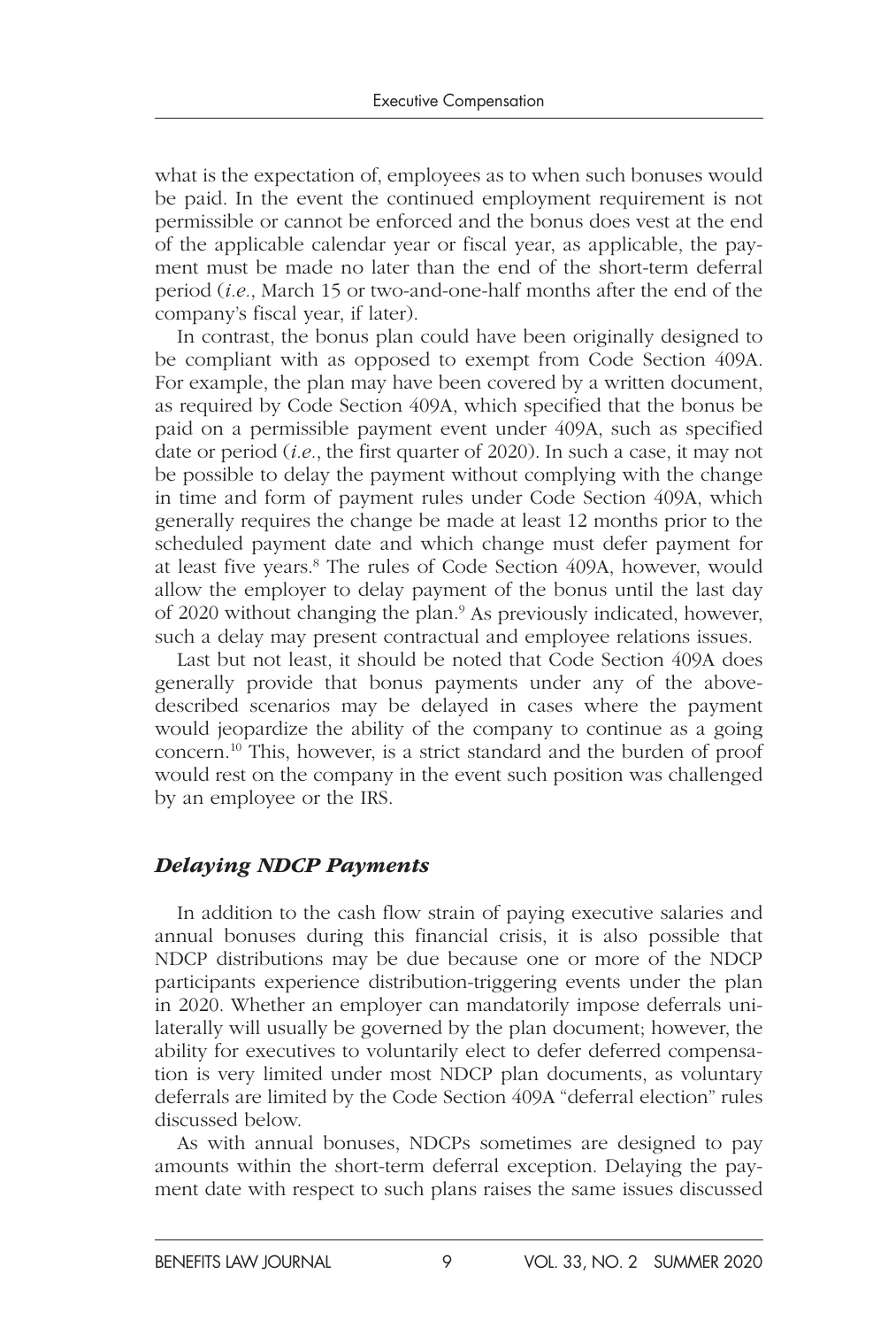what is the expectation of, employees as to when such bonuses would be paid. In the event the continued employment requirement is not permissible or cannot be enforced and the bonus does vest at the end of the applicable calendar year or fiscal year, as applicable, the payment must be made no later than the end of the short-term deferral period (*i.e.*, March 15 or two-and-one-half months after the end of the company's fiscal year, if later).

In contrast, the bonus plan could have been originally designed to be compliant with as opposed to exempt from Code Section 409A. For example, the plan may have been covered by a written document, as required by Code Section 409A, which specified that the bonus be paid on a permissible payment event under 409A, such as specified date or period (*i.e.*, the first quarter of 2020). In such a case, it may not be possible to delay the payment without complying with the change in time and form of payment rules under Code Section 409A, which generally requires the change be made at least 12 months prior to the scheduled payment date and which change must defer payment for at least five years.[8] The rules of Code Section 409A, however, would allow the employer to delay payment of the bonus until the last day of 2020 without changing the plan.[9] As previously indicated, however, such a delay may present contractual and employee relations issues.

Last but not least, it should be noted that Code Section 409A does generally provide that bonus payments under any of the above-described scenarios may be delayed in cases where the payment would jeopardize the ability of the company to continue as a going concern.[10] This, however, is a strict standard and the burden of proof would rest on the company in the event such position was challenged by an employee or the IRS.

### *Delaying NDCP Payments*

In addition to the cash flow strain of paying executive salaries and annual bonuses during this financial crisis, it is also possible that NDCP distributions may be due because one or more of the NDCP participants experience distribution-triggering events under the plan in 2020. Whether an employer can mandatorily impose deferrals unilaterally will usually be governed by the plan document; however, the ability for executives to voluntarily elect to defer deferred compensation is very limited under most NDCP plan documents, as voluntary deferrals are limited by the Code Section 409A "deferral election" rules discussed below.

As with annual bonuses, NDCPs sometimes are designed to pay amounts within the short-term deferral exception. Delaying the payment date with respect to such plans raises the same issues discussed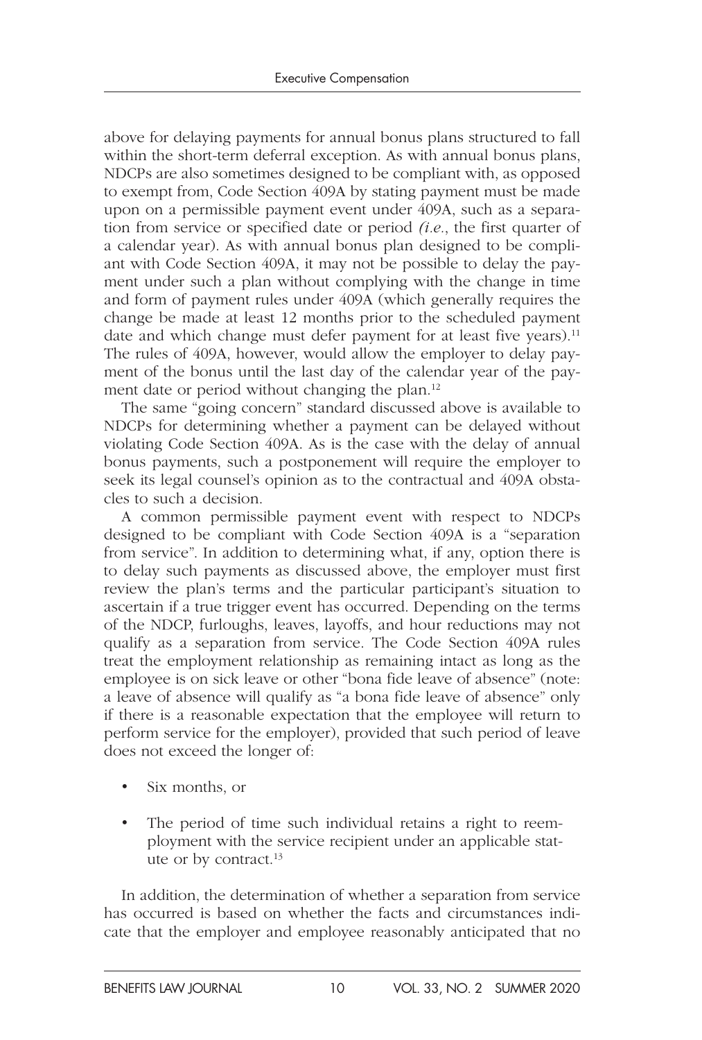above for delaying payments for annual bonus plans structured to fall within the short-term deferral exception. As with annual bonus plans, NDCPs are also sometimes designed to be compliant with, as opposed to exempt from, Code Section 409A by stating payment must be made upon on a permissible payment event under 409A, such as a separation from service or specified date or period *(i.e.*, the first quarter of a calendar year). As with annual bonus plan designed to be compliant with Code Section 409A, it may not be possible to delay the payment under such a plan without complying with the change in time and form of payment rules under 409A (which generally requires the change be made at least 12 months prior to the scheduled payment date and which change must defer payment for at least five years).[11] The rules of 409A, however, would allow the employer to delay payment of the bonus until the last day of the calendar year of the payment date or period without changing the plan.[12]

The same "going concern" standard discussed above is available to NDCPs for determining whether a payment can be delayed without violating Code Section 409A. As is the case with the delay of annual bonus payments, such a postponement will require the employer to seek its legal counsel's opinion as to the contractual and 409A obstacles to such a decision.

A common permissible payment event with respect to NDCPs designed to be compliant with Code Section 409A is a "separation from service". In addition to determining what, if any, option there is to delay such payments as discussed above, the employer must first review the plan's terms and the particular participant's situation to ascertain if a true trigger event has occurred. Depending on the terms of the NDCP, furloughs, leaves, layoffs, and hour reductions may not qualify as a separation from service. The Code Section 409A rules treat the employment relationship as remaining intact as long as the employee is on sick leave or other "bona fide leave of absence" (note: a leave of absence will qualify as "a bona fide leave of absence" only if there is a reasonable expectation that the employee will return to perform service for the employer), provided that such period of leave does not exceed the longer of:

- Six months, or
- The period of time such individual retains a right to reemployment with the service recipient under an applicable statute or by contract.[13]

In addition, the determination of whether a separation from service has occurred is based on whether the facts and circumstances indicate that the employer and employee reasonably anticipated that no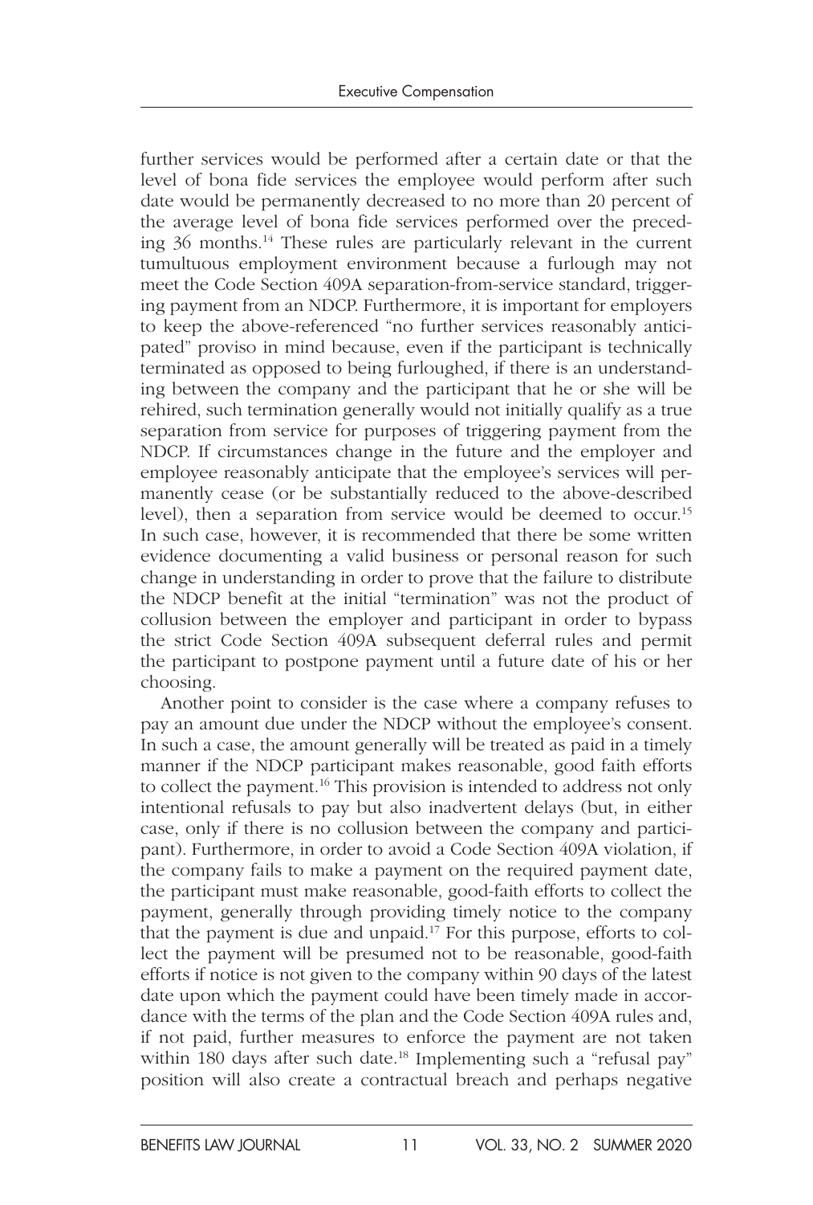further services would be performed after a certain date or that the level of bona fide services the employee would perform after such date would be permanently decreased to no more than 20 percent of the average level of bona fide services performed over the preceding 36 months.[14] These rules are particularly relevant in the current tumultuous employment environment because a furlough may not meet the Code Section 409A separation-from-service standard, triggering payment from an NDCP. Furthermore, it is important for employers to keep the above-referenced "no further services reasonably anticipated" proviso in mind because, even if the participant is technically terminated as opposed to being furloughed, if there is an understanding between the company and the participant that he or she will be rehired, such termination generally would not initially qualify as a true separation from service for purposes of triggering payment from the NDCP. If circumstances change in the future and the employer and employee reasonably anticipate that the employee's services will permanently cease (or be substantially reduced to the above-described level), then a separation from service would be deemed to occur.[15] In such case, however, it is recommended that there be some written evidence documenting a valid business or personal reason for such change in understanding in order to prove that the failure to distribute the NDCP benefit at the initial "termination" was not the product of collusion between the employer and participant in order to bypass the strict Code Section 409A subsequent deferral rules and permit the participant to postpone payment until a future date of his or her choosing.

Another point to consider is the case where a company refuses to pay an amount due under the NDCP without the employee's consent. In such a case, the amount generally will be treated as paid in a timely manner if the NDCP participant makes reasonable, good faith efforts to collect the payment.[16] This provision is intended to address not only intentional refusals to pay but also inadvertent delays (but, in either case, only if there is no collusion between the company and participant). Furthermore, in order to avoid a Code Section 409A violation, if the company fails to make a payment on the required payment date, the participant must make reasonable, good-faith efforts to collect the payment, generally through providing timely notice to the company that the payment is due and unpaid.[17] For this purpose, efforts to collect the payment will be presumed not to be reasonable, good-faith efforts if notice is not given to the company within 90 days of the latest date upon which the payment could have been timely made in accordance with the terms of the plan and the Code Section 409A rules and, if not paid, further measures to enforce the payment are not taken within 180 days after such date.[18] Implementing such a "refusal pay" position will also create a contractual breach and perhaps negative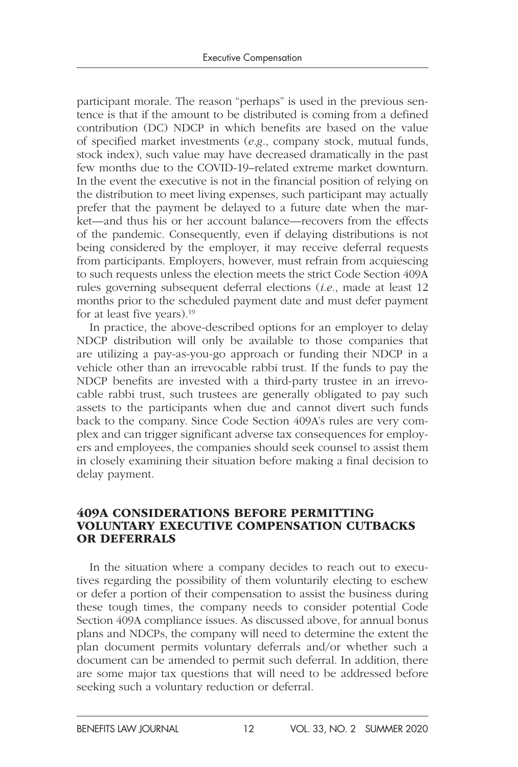participant morale. The reason "perhaps" is used in the previous sentence is that if the amount to be distributed is coming from a defined contribution (DC) NDCP in which benefits are based on the value of specified market investments (*e.g.*, company stock, mutual funds, stock index), such value may have decreased dramatically in the past few months due to the COVID-19–related extreme market downturn. In the event the executive is not in the financial position of relying on the distribution to meet living expenses, such participant may actually prefer that the payment be delayed to a future date when the market—and thus his or her account balance—recovers from the effects of the pandemic. Consequently, even if delaying distributions is not being considered by the employer, it may receive deferral requests from participants. Employers, however, must refrain from acquiescing to such requests unless the election meets the strict Code Section 409A rules governing subsequent deferral elections (*i.e.*, made at least 12 months prior to the scheduled payment date and must defer payment for at least five years).[19]

In practice, the above-described options for an employer to delay NDCP distribution will only be available to those companies that are utilizing a pay-as-you-go approach or funding their NDCP in a vehicle other than an irrevocable rabbi trust. If the funds to pay the NDCP benefits are invested with a third-party trustee in an irrevocable rabbi trust, such trustees are generally obligated to pay such assets to the participants when due and cannot divert such funds back to the company. Since Code Section 409A's rules are very complex and can trigger significant adverse tax consequences for employers and employees, the companies should seek counsel to assist them in closely examining their situation before making a final decision to delay payment.

## 409A CONSIDERATIONS BEFORE PERMITTING VOLUNTARY EXECUTIVE COMPENSATION CUTBACKS OR DEFERRALS

In the situation where a company decides to reach out to executives regarding the possibility of them voluntarily electing to eschew or defer a portion of their compensation to assist the business during these tough times, the company needs to consider potential Code Section 409A compliance issues. As discussed above, for annual bonus plans and NDCPs, the company will need to determine the extent the plan document permits voluntary deferrals and/or whether such a document can be amended to permit such deferral. In addition, there are some major tax questions that will need to be addressed before seeking such a voluntary reduction or deferral.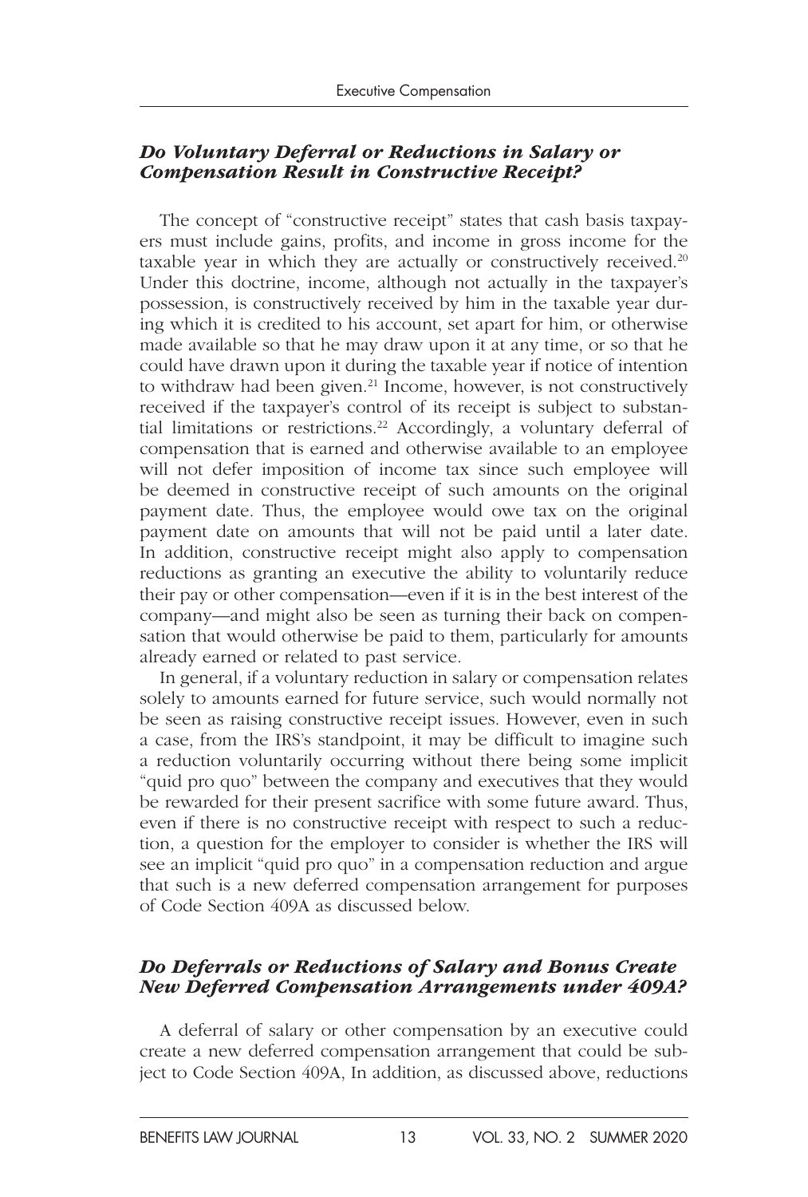### *Do Voluntary Deferral or Reductions in Salary or Compensation Result in Constructive Receipt?*

The concept of "constructive receipt" states that cash basis taxpayers must include gains, profits, and income in gross income for the taxable year in which they are actually or constructively received.[20] Under this doctrine, income, although not actually in the taxpayer's possession, is constructively received by him in the taxable year during which it is credited to his account, set apart for him, or otherwise made available so that he may draw upon it at any time, or so that he could have drawn upon it during the taxable year if notice of intention to withdraw had been given.[21] Income, however, is not constructively received if the taxpayer's control of its receipt is subject to substantial limitations or restrictions.[22] Accordingly, a voluntary deferral of compensation that is earned and otherwise available to an employee will not defer imposition of income tax since such employee will be deemed in constructive receipt of such amounts on the original payment date. Thus, the employee would owe tax on the original payment date on amounts that will not be paid until a later date. In addition, constructive receipt might also apply to compensation reductions as granting an executive the ability to voluntarily reduce their pay or other compensation—even if it is in the best interest of the company—and might also be seen as turning their back on compensation that would otherwise be paid to them, particularly for amounts already earned or related to past service.

In general, if a voluntary reduction in salary or compensation relates solely to amounts earned for future service, such would normally not be seen as raising constructive receipt issues. However, even in such a case, from the IRS's standpoint, it may be difficult to imagine such a reduction voluntarily occurring without there being some implicit "quid pro quo" between the company and executives that they would be rewarded for their present sacrifice with some future award. Thus, even if there is no constructive receipt with respect to such a reduction, a question for the employer to consider is whether the IRS will see an implicit "quid pro quo" in a compensation reduction and argue that such is a new deferred compensation arrangement for purposes of Code Section 409A as discussed below.

### *Do Deferrals or Reductions of Salary and Bonus Create New Deferred Compensation Arrangements under 409A?*

A deferral of salary or other compensation by an executive could create a new deferred compensation arrangement that could be subject to Code Section 409A, In addition, as discussed above, reductions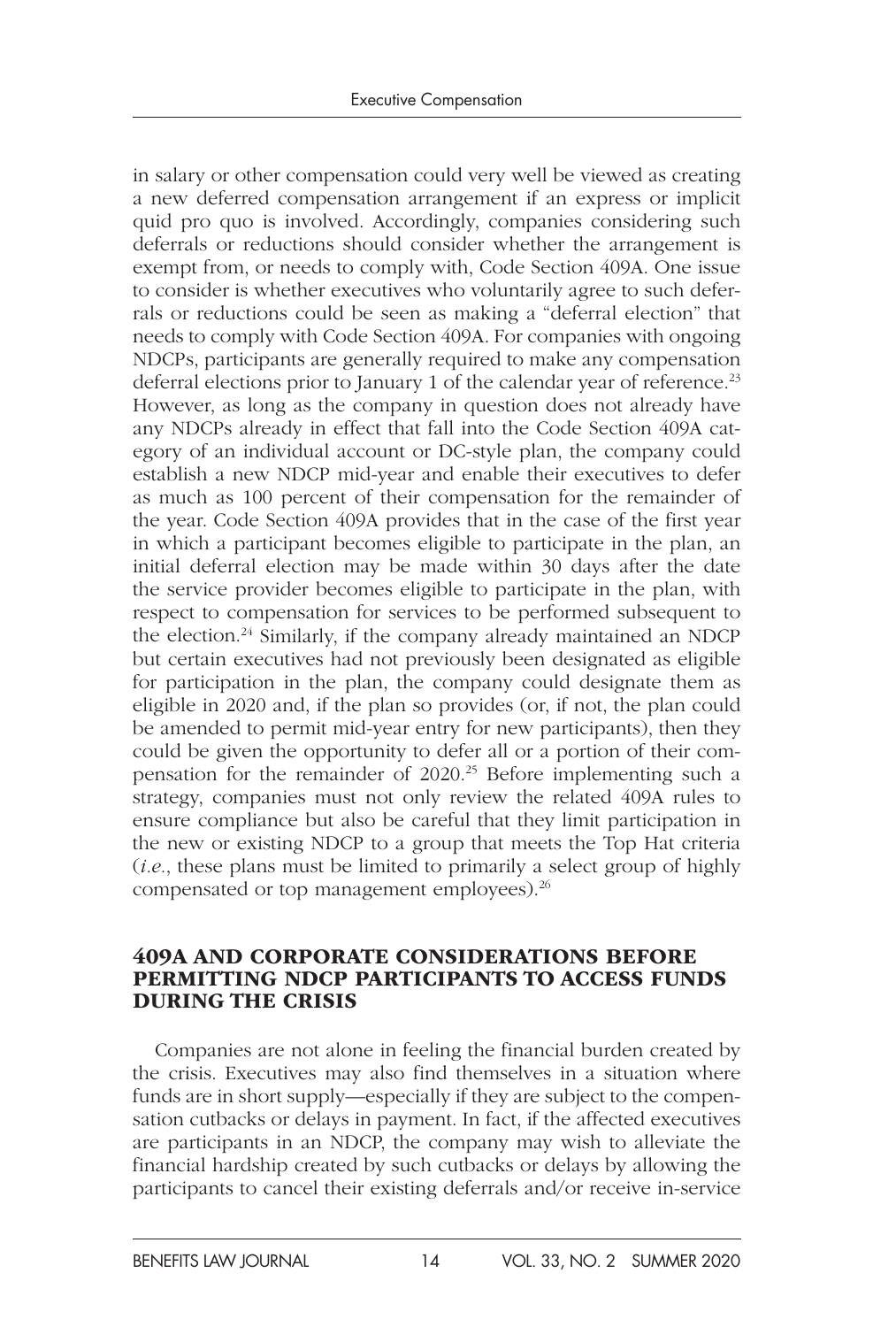in salary or other compensation could very well be viewed as creating a new deferred compensation arrangement if an express or implicit quid pro quo is involved. Accordingly, companies considering such deferrals or reductions should consider whether the arrangement is exempt from, or needs to comply with, Code Section 409A. One issue to consider is whether executives who voluntarily agree to such deferrals or reductions could be seen as making a "deferral election" that needs to comply with Code Section 409A. For companies with ongoing NDCPs, participants are generally required to make any compensation deferral elections prior to January 1 of the calendar year of reference.[23] However, as long as the company in question does not already have any NDCPs already in effect that fall into the Code Section 409A category of an individual account or DC-style plan, the company could establish a new NDCP mid-year and enable their executives to defer as much as 100 percent of their compensation for the remainder of the year. Code Section 409A provides that in the case of the first year in which a participant becomes eligible to participate in the plan, an initial deferral election may be made within 30 days after the date the service provider becomes eligible to participate in the plan, with respect to compensation for services to be performed subsequent to the election.[24] Similarly, if the company already maintained an NDCP but certain executives had not previously been designated as eligible for participation in the plan, the company could designate them as eligible in 2020 and, if the plan so provides (or, if not, the plan could be amended to permit mid-year entry for new participants), then they could be given the opportunity to defer all or a portion of their compensation for the remainder of 2020.[25] Before implementing such a strategy, companies must not only review the related 409A rules to ensure compliance but also be careful that they limit participation in the new or existing NDCP to a group that meets the Top Hat criteria (*i.e.*, these plans must be limited to primarily a select group of highly compensated or top management employees).[26]

## 409A AND CORPORATE CONSIDERATIONS BEFORE PERMITTING NDCP PARTICIPANTS TO ACCESS FUNDS DURING THE CRISIS

Companies are not alone in feeling the financial burden created by the crisis. Executives may also find themselves in a situation where funds are in short supply—especially if they are subject to the compensation cutbacks or delays in payment. In fact, if the affected executives are participants in an NDCP, the company may wish to alleviate the financial hardship created by such cutbacks or delays by allowing the participants to cancel their existing deferrals and/or receive in-service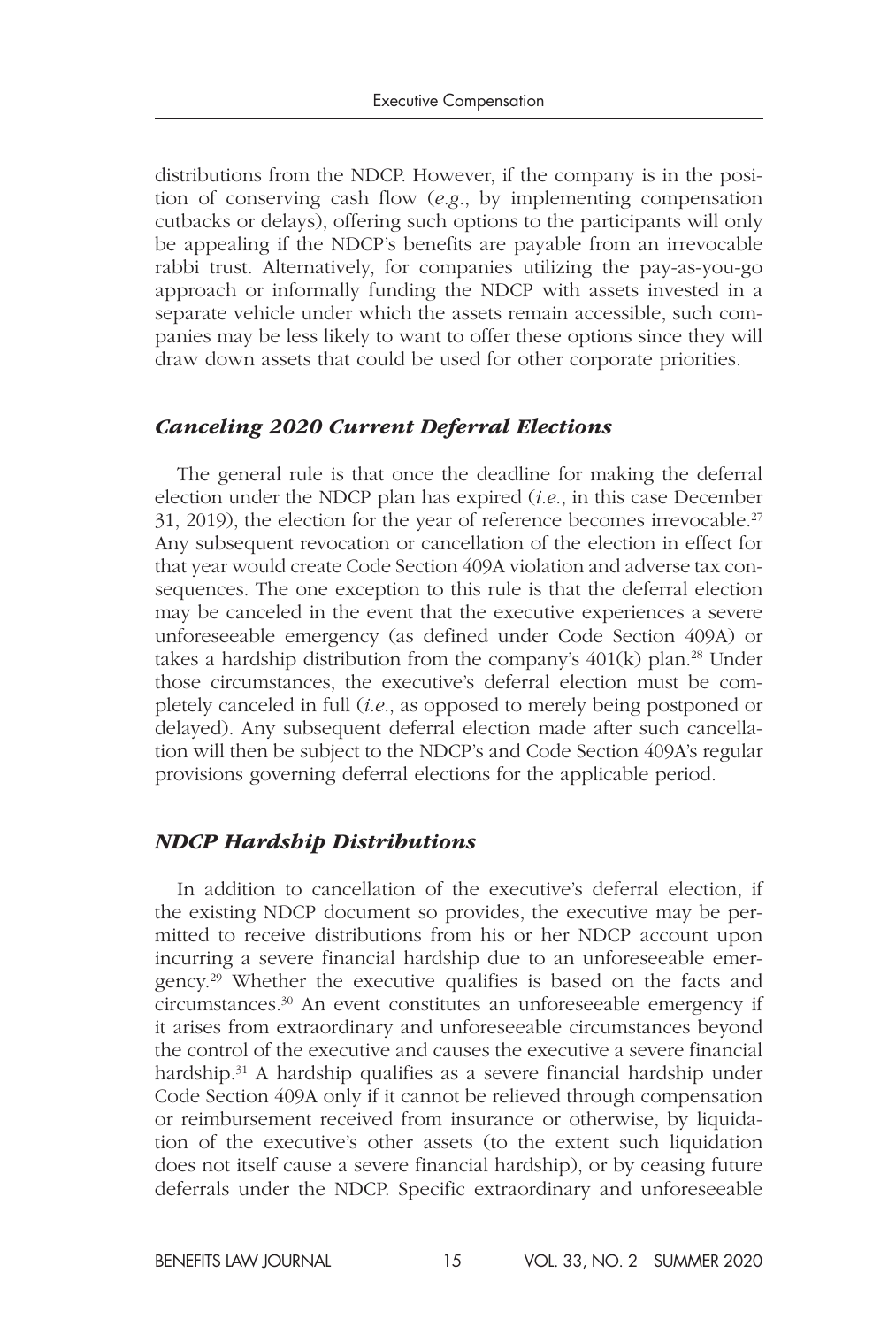distributions from the NDCP. However, if the company is in the position of conserving cash flow (*e.g.*, by implementing compensation cutbacks or delays), offering such options to the participants will only be appealing if the NDCP's benefits are payable from an irrevocable rabbi trust. Alternatively, for companies utilizing the pay-as-you-go approach or informally funding the NDCP with assets invested in a separate vehicle under which the assets remain accessible, such companies may be less likely to want to offer these options since they will draw down assets that could be used for other corporate priorities.

### *Canceling 2020 Current Deferral Elections*

The general rule is that once the deadline for making the deferral election under the NDCP plan has expired (*i.e.*, in this case December 31, 2019), the election for the year of reference becomes irrevocable.[27] Any subsequent revocation or cancellation of the election in effect for that year would create Code Section 409A violation and adverse tax consequences. The one exception to this rule is that the deferral election may be canceled in the event that the executive experiences a severe unforeseeable emergency (as defined under Code Section 409A) or takes a hardship distribution from the company's 401(k) plan.[28] Under those circumstances, the executive's deferral election must be completely canceled in full (*i.e.*, as opposed to merely being postponed or delayed). Any subsequent deferral election made after such cancellation will then be subject to the NDCP's and Code Section 409A's regular provisions governing deferral elections for the applicable period.

### *NDCP Hardship Distributions*

In addition to cancellation of the executive's deferral election, if the existing NDCP document so provides, the executive may be permitted to receive distributions from his or her NDCP account upon incurring a severe financial hardship due to an unforeseeable emergency.[29] Whether the executive qualifies is based on the facts and circumstances.[30] An event constitutes an unforeseeable emergency if it arises from extraordinary and unforeseeable circumstances beyond the control of the executive and causes the executive a severe financial hardship.[31] A hardship qualifies as a severe financial hardship under Code Section 409A only if it cannot be relieved through compensation or reimbursement received from insurance or otherwise, by liquidation of the executive's other assets (to the extent such liquidation does not itself cause a severe financial hardship), or by ceasing future deferrals under the NDCP. Specific extraordinary and unforeseeable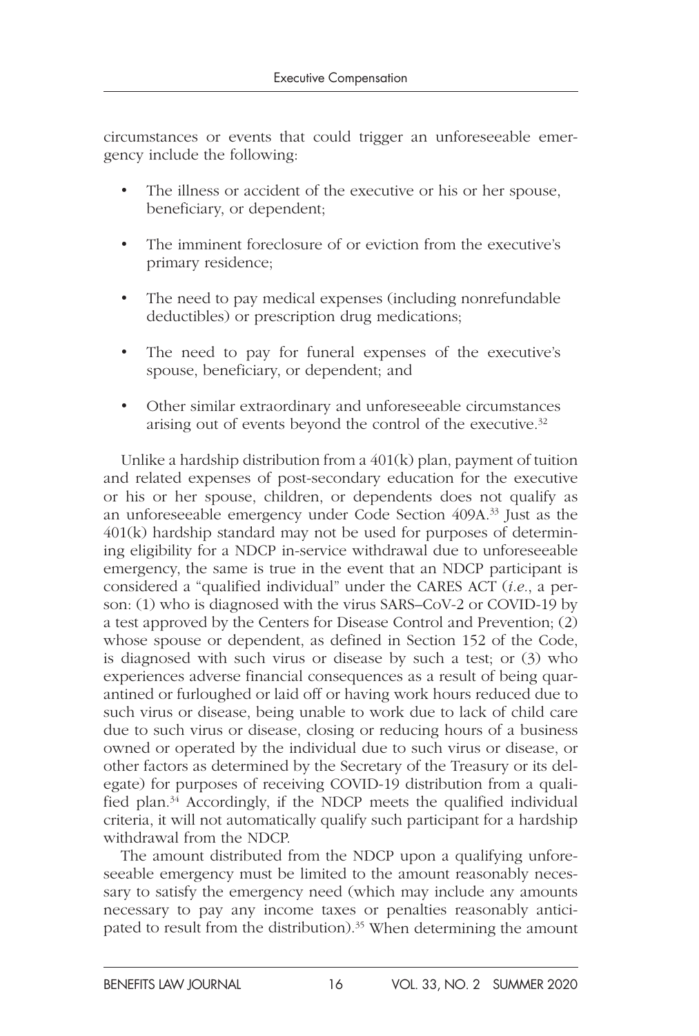circumstances or events that could trigger an unforeseeable emergency include the following:

- The illness or accident of the executive or his or her spouse, beneficiary, or dependent;
- The imminent foreclosure of or eviction from the executive's primary residence;
- The need to pay medical expenses (including nonrefundable deductibles) or prescription drug medications;
- The need to pay for funeral expenses of the executive's spouse, beneficiary, or dependent; and
- Other similar extraordinary and unforeseeable circumstances arising out of events beyond the control of the executive.[32]

Unlike a hardship distribution from a 401(k) plan, payment of tuition and related expenses of post-secondary education for the executive or his or her spouse, children, or dependents does not qualify as an unforeseeable emergency under Code Section 409A.[33] Just as the 401(k) hardship standard may not be used for purposes of determining eligibility for a NDCP in-service withdrawal due to unforeseeable emergency, the same is true in the event that an NDCP participant is considered a "qualified individual" under the CARES ACT (*i.e.*, a person: (1) who is diagnosed with the virus SARS–CoV-2 or COVID-19 by a test approved by the Centers for Disease Control and Prevention; (2) whose spouse or dependent, as defined in Section 152 of the Code, is diagnosed with such virus or disease by such a test; or (3) who experiences adverse financial consequences as a result of being quarantined or furloughed or laid off or having work hours reduced due to such virus or disease, being unable to work due to lack of child care due to such virus or disease, closing or reducing hours of a business owned or operated by the individual due to such virus or disease, or other factors as determined by the Secretary of the Treasury or its delegate) for purposes of receiving COVID-19 distribution from a qualified plan.[34] Accordingly, if the NDCP meets the qualified individual criteria, it will not automatically qualify such participant for a hardship withdrawal from the NDCP.

The amount distributed from the NDCP upon a qualifying unforeseeable emergency must be limited to the amount reasonably necessary to satisfy the emergency need (which may include any amounts necessary to pay any income taxes or penalties reasonably anticipated to result from the distribution).[35] When determining the amount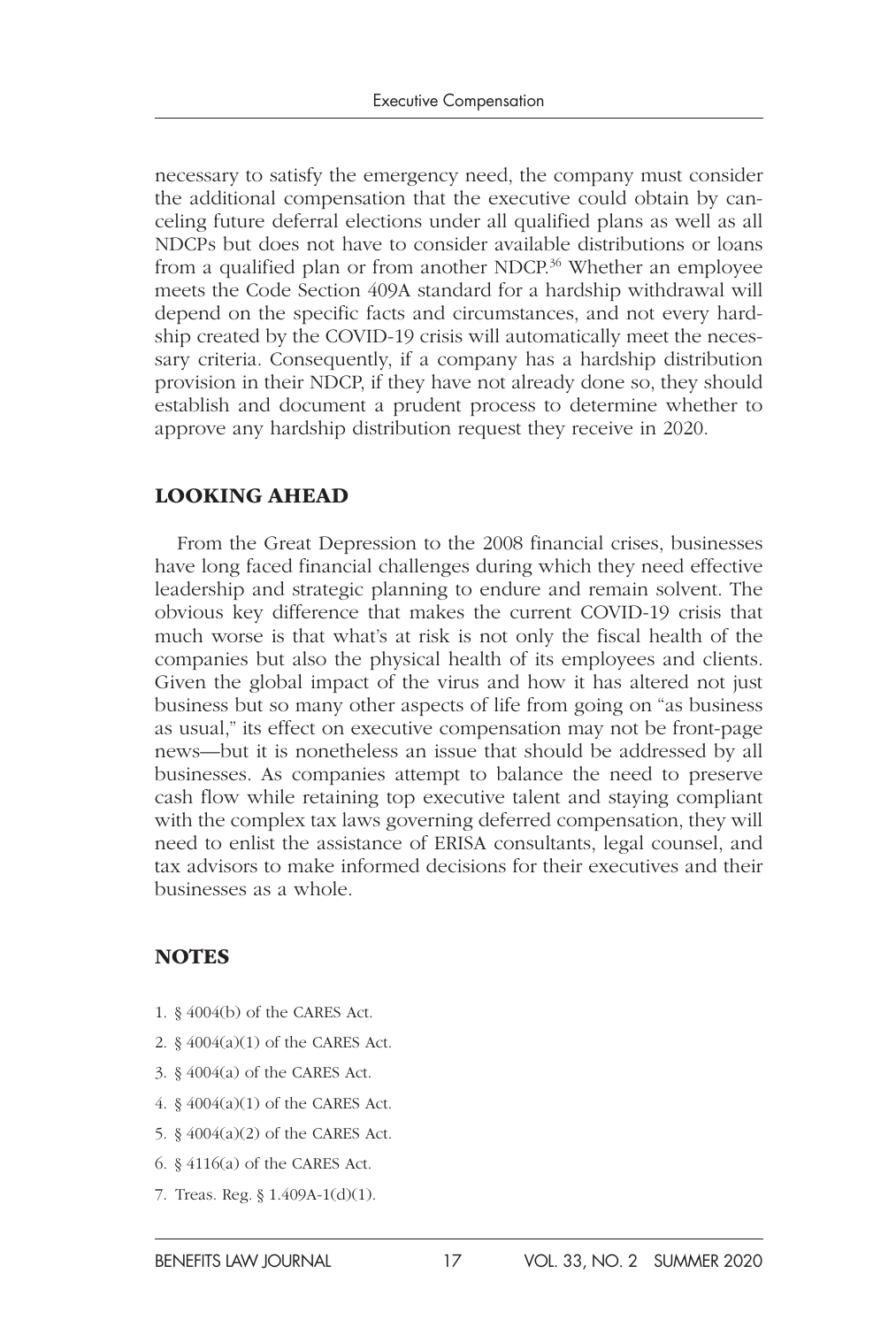necessary to satisfy the emergency need, the company must consider the additional compensation that the executive could obtain by canceling future deferral elections under all qualified plans as well as all NDCPs but does not have to consider available distributions or loans from a qualified plan or from another NDCP.[36] Whether an employee meets the Code Section 409A standard for a hardship withdrawal will depend on the specific facts and circumstances, and not every hardship created by the COVID-19 crisis will automatically meet the necessary criteria. Consequently, if a company has a hardship distribution provision in their NDCP, if they have not already done so, they should establish and document a prudent process to determine whether to approve any hardship distribution request they receive in 2020.

## LOOKING AHEAD

From the Great Depression to the 2008 financial crises, businesses have long faced financial challenges during which they need effective leadership and strategic planning to endure and remain solvent. The obvious key difference that makes the current COVID-19 crisis that much worse is that what's at risk is not only the fiscal health of the companies but also the physical health of its employees and clients. Given the global impact of the virus and how it has altered not just business but so many other aspects of life from going on "as business as usual," its effect on executive compensation may not be front-page news—but it is nonetheless an issue that should be addressed by all businesses. As companies attempt to balance the need to preserve cash flow while retaining top executive talent and staying compliant with the complex tax laws governing deferred compensation, they will need to enlist the assistance of ERISA consultants, legal counsel, and tax advisors to make informed decisions for their executives and their businesses as a whole.

## NOTES

1. § 4004(b) of the CARES Act.
2. § 4004(a)(1) of the CARES Act.
3. § 4004(a) of the CARES Act.
4. § 4004(a)(1) of the CARES Act.
5. § 4004(a)(2) of the CARES Act.
6. § 4116(a) of the CARES Act.
7. Treas. Reg. § 1.409A-1(d)(1).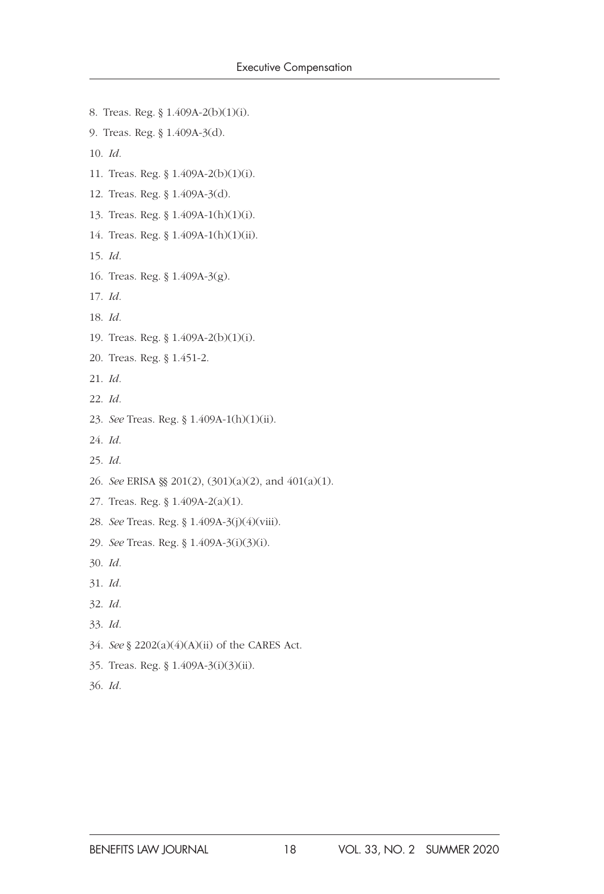8. Treas. Reg. § 1.409A-2(b)(1)(i).

9. Treas. Reg. § 1.409A-3(d).

10. *Id*.

11. Treas. Reg. § 1.409A-2(b)(1)(i).

12. Treas. Reg. § 1.409A-3(d).

13. Treas. Reg. § 1.409A-1(h)(1)(i).

14. Treas. Reg. § 1.409A-1(h)(1)(ii).

15. *Id*.

16. Treas. Reg. § 1.409A-3(g).

17. *Id*.

18. *Id*.

19. Treas. Reg. § 1.409A-2(b)(1)(i).

20. Treas. Reg. § 1.451-2.

21. *Id*.

22. *Id*.

23. *See* Treas. Reg. § 1.409A-1(h)(1)(ii).

24. *Id*.

25. *Id*.

26. *See* ERISA §§ 201(2), (301)(a)(2), and 401(a)(1).

27. Treas. Reg. § 1.409A-2(a)(1).

28. *See* Treas. Reg. § 1.409A-3(j)(4)(viii).

29. *See* Treas. Reg. § 1.409A-3(i)(3)(i).

30. *Id*.

31. *Id*.

32. *Id*.

33. *Id*.

34. *See* § 2202(a)(4)(A)(ii) of the CARES Act.

35. Treas. Reg. § 1.409A-3(i)(3)(ii).

36. *Id*.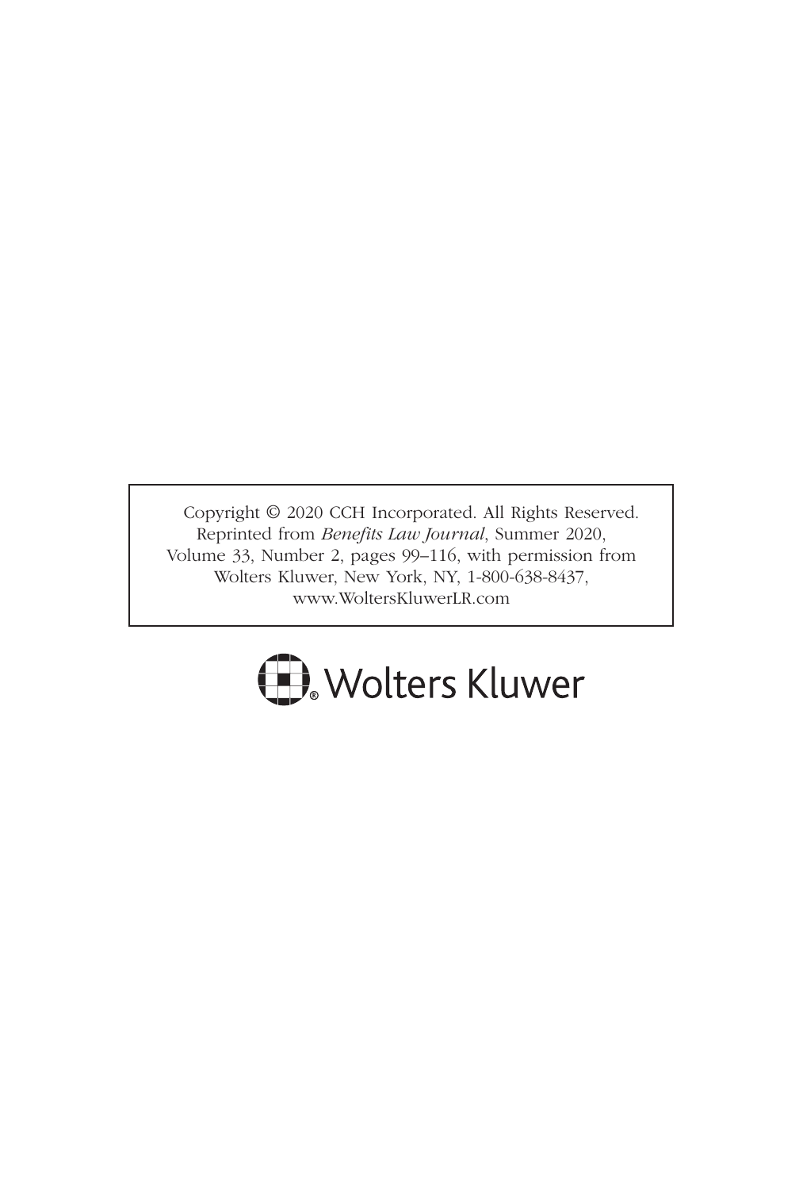Copyright © 2020 CCH Incorporated. All Rights Reserved.
Reprinted from *Benefits Law Journal*, Summer 2020,
Volume 33, Number 2, pages 99–116, with permission from
Wolters Kluwer, New York, NY, 1-800-638-8437,
www.WoltersKluwerLR.com

Wolters Kluwer